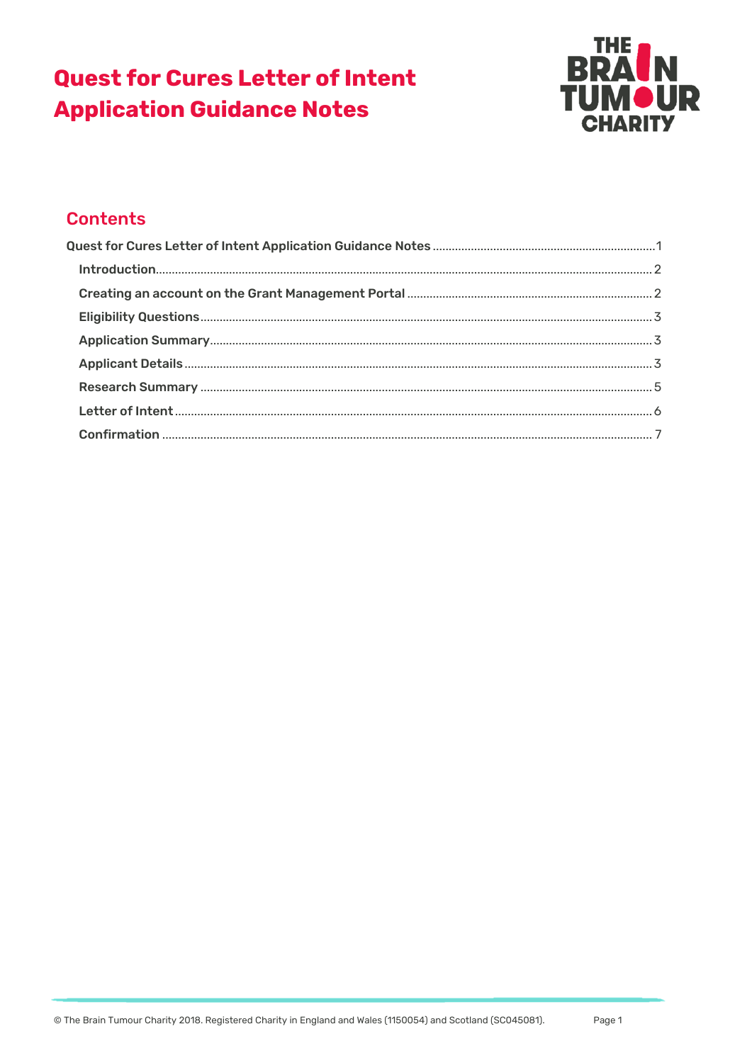# Quest for Cures Letter of Intent Application Guidance Notes

## Contents

Quest for Cures Letter of Intent Application Guidance Notes ..... 1

- Introduction ..... 2
- Creating an account on the Grant Management Portal ..... 2
- Eligibility Questions ..... 3
- Application Summary ..... 3
- Applicant Details ..... 3
- Research Summary ..... 5
- Letter of Intent ..... 6
- Confirmation ..... 7

© The Brain Tumour Charity 2018. Registered Charity in England and Wales (1150054) and Scotland (SC045081).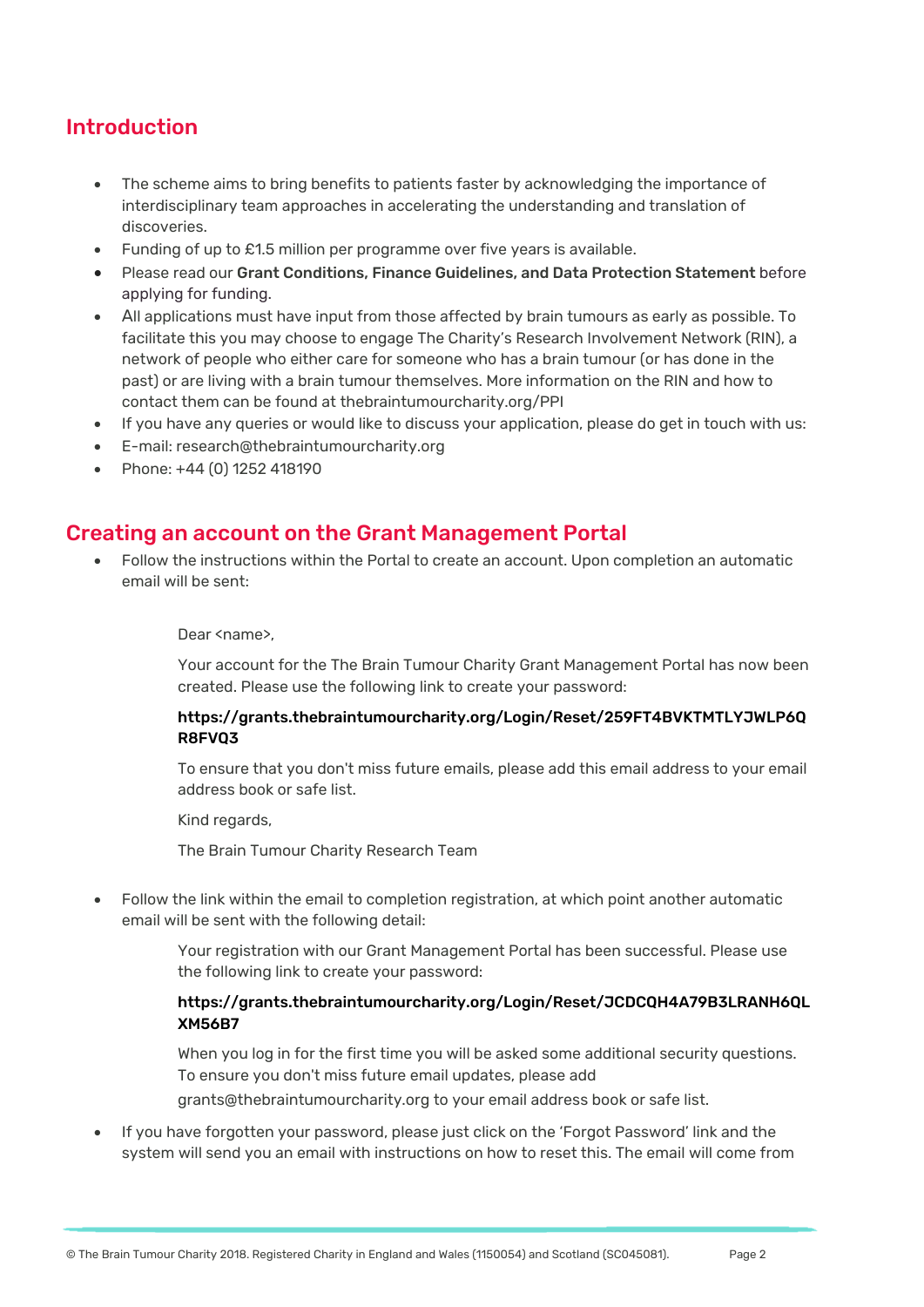## Introduction

- The scheme aims to bring benefits to patients faster by acknowledging the importance of interdisciplinary team approaches in accelerating the understanding and translation of discoveries.
- Funding of up to £1.5 million per programme over five years is available.
- Please read our **Grant Conditions, Finance Guidelines, and Data Protection Statement** before applying for funding.
- All applications must have input from those affected by brain tumours as early as possible. To facilitate this you may choose to engage The Charity's Research Involvement Network (RIN), a network of people who either care for someone who has a brain tumour (or has done in the past) or are living with a brain tumour themselves. More information on the RIN and how to contact them can be found at thebraintumourcharity.org/PPI
- If you have any queries or would like to discuss your application, please do get in touch with us:
- E-mail: research@thebraintumourcharity.org
- Phone: +44 (0) 1252 418190

## Creating an account on the Grant Management Portal

- Follow the instructions within the Portal to create an account. Upon completion an automatic email will be sent:

> Dear <name>,
>
> Your account for the The Brain Tumour Charity Grant Management Portal has now been created. Please use the following link to create your password:
>
> **https://grants.thebraintumourcharity.org/Login/Reset/259FT4BVKTMTLYJWLP6QR8FVQ3**
>
> To ensure that you don't miss future emails, please add this email address to your email address book or safe list.
>
> Kind regards,
>
> The Brain Tumour Charity Research Team

- Follow the link within the email to completion registration, at which point another automatic email will be sent with the following detail:

> Your registration with our Grant Management Portal has been successful. Please use the following link to create your password:
>
> **https://grants.thebraintumourcharity.org/Login/Reset/JCDCQH4A79B3LRANH6QLXM56B7**
>
> When you log in for the first time you will be asked some additional security questions. To ensure you don't miss future email updates, please add grants@thebraintumourcharity.org to your email address book or safe list.

- If you have forgotten your password, please just click on the 'Forgot Password' link and the system will send you an email with instructions on how to reset this. The email will come from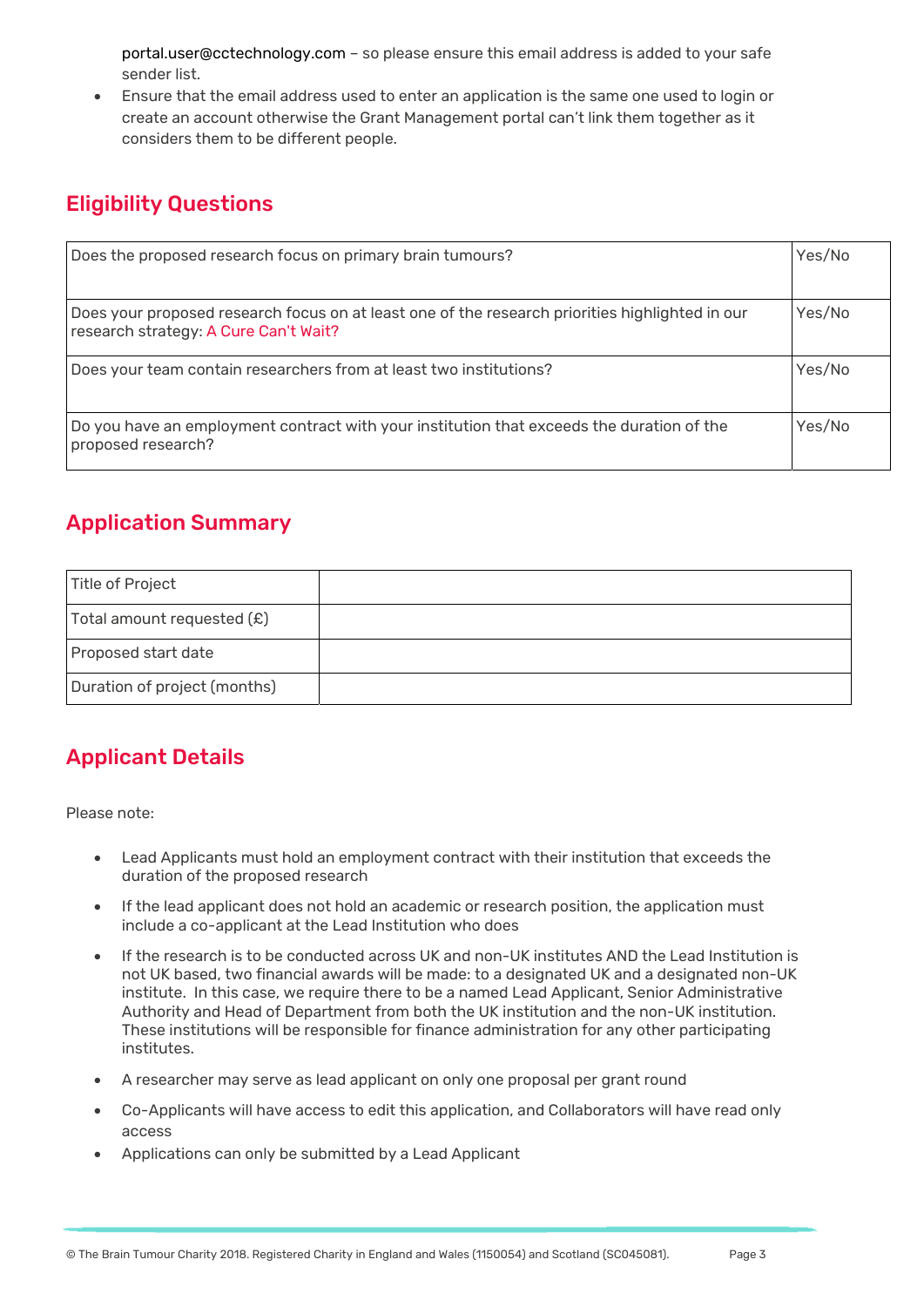portal.user@cctechnology.com – so please ensure this email address is added to your safe sender list.

- Ensure that the email address used to enter an application is the same one used to login or create an account otherwise the Grant Management portal can't link them together as it considers them to be different people.

## Eligibility Questions

| | |
|---|---|
| Does the proposed research focus on primary brain tumours? | Yes/No |
| Does your proposed research focus on at least one of the research priorities highlighted in our research strategy: A Cure Can't Wait? | Yes/No |
| Does your team contain researchers from at least two institutions? | Yes/No |
| Do you have an employment contract with your institution that exceeds the duration of the proposed research? | Yes/No |

## Application Summary

| | |
|---|---|
| Title of Project | |
| Total amount requested (£) | |
| Proposed start date | |
| Duration of project (months) | |

## Applicant Details

Please note:

- Lead Applicants must hold an employment contract with their institution that exceeds the duration of the proposed research
- If the lead applicant does not hold an academic or research position, the application must include a co-applicant at the Lead Institution who does
- If the research is to be conducted across UK and non-UK institutes AND the Lead Institution is not UK based, two financial awards will be made: to a designated UK and a designated non-UK institute. In this case, we require there to be a named Lead Applicant, Senior Administrative Authority and Head of Department from both the UK institution and the non-UK institution. These institutions will be responsible for finance administration for any other participating institutes.
- A researcher may serve as lead applicant on only one proposal per grant round
- Co-Applicants will have access to edit this application, and Collaborators will have read only access
- Applications can only be submitted by a Lead Applicant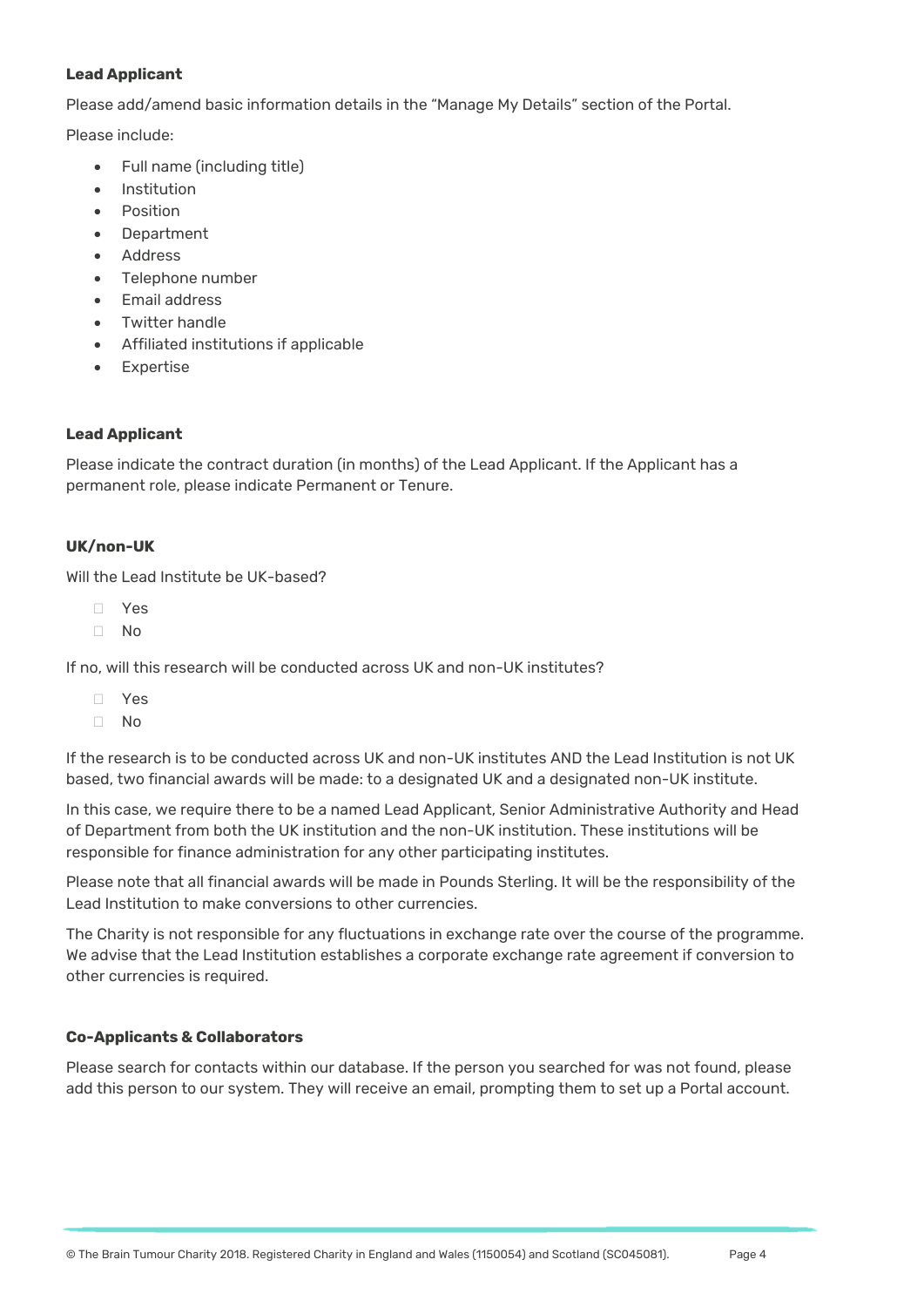**Lead Applicant**

Please add/amend basic information details in the "Manage My Details" section of the Portal.

Please include:

- Full name (including title)
- Institution
- Position
- Department
- Address
- Telephone number
- Email address
- Twitter handle
- Affiliated institutions if applicable
- Expertise

**Lead Applicant**

Please indicate the contract duration (in months) of the Lead Applicant. If the Applicant has a permanent role, please indicate Permanent or Tenure.

**UK/non-UK**

Will the Lead Institute be UK-based?

- ☐ Yes
- ☐ No

If no, will this research will be conducted across UK and non-UK institutes?

- ☐ Yes
- ☐ No

If the research is to be conducted across UK and non-UK institutes AND the Lead Institution is not UK based, two financial awards will be made: to a designated UK and a designated non-UK institute.

In this case, we require there to be a named Lead Applicant, Senior Administrative Authority and Head of Department from both the UK institution and the non-UK institution. These institutions will be responsible for finance administration for any other participating institutes.

Please note that all financial awards will be made in Pounds Sterling. It will be the responsibility of the Lead Institution to make conversions to other currencies.

The Charity is not responsible for any fluctuations in exchange rate over the course of the programme. We advise that the Lead Institution establishes a corporate exchange rate agreement if conversion to other currencies is required.

**Co-Applicants & Collaborators**

Please search for contacts within our database. If the person you searched for was not found, please add this person to our system. They will receive an email, prompting them to set up a Portal account.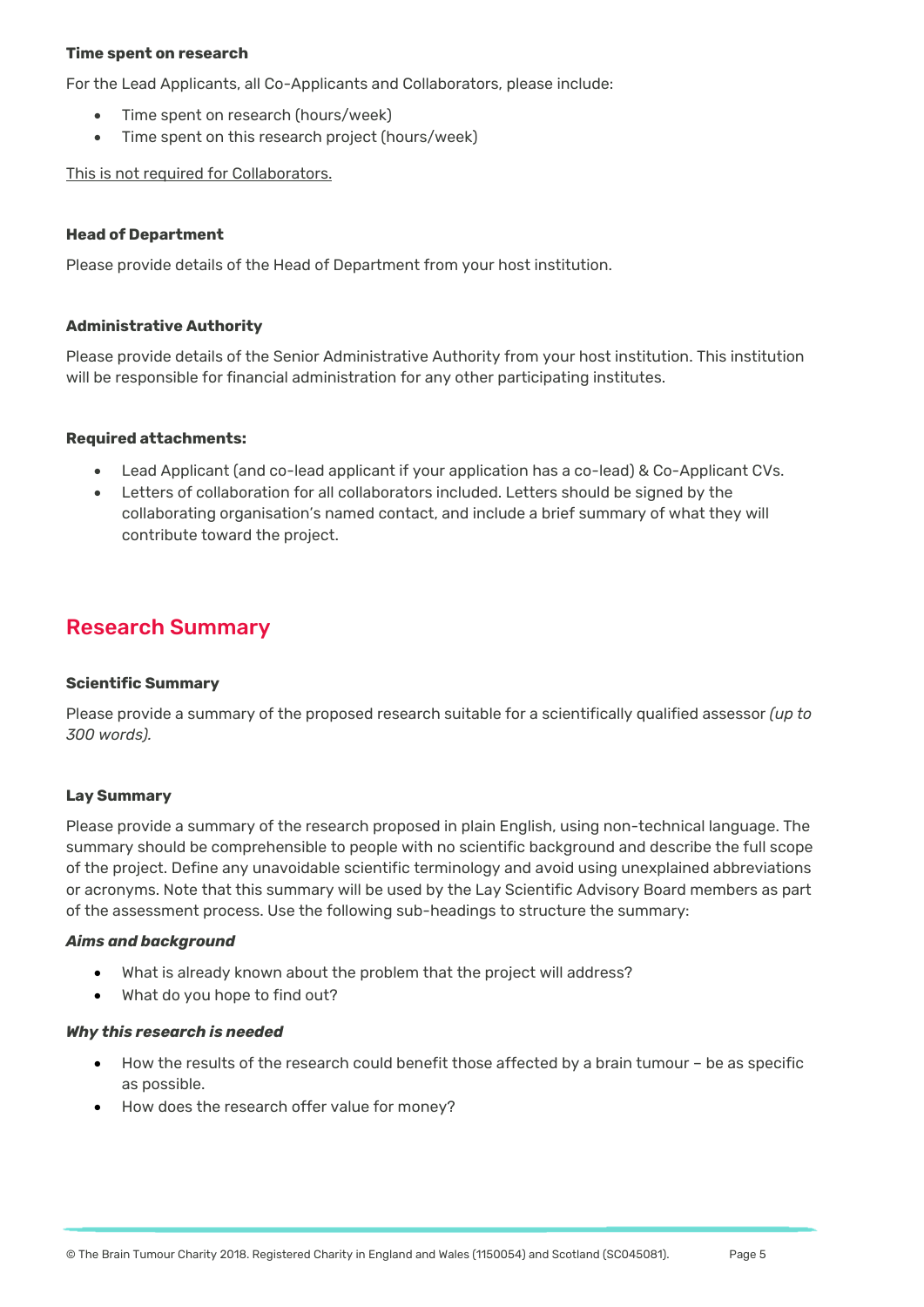**Time spent on research**

For the Lead Applicants, all Co-Applicants and Collaborators, please include:

- Time spent on research (hours/week)
- Time spent on this research project (hours/week)

This is not required for Collaborators.

**Head of Department**

Please provide details of the Head of Department from your host institution.

**Administrative Authority**

Please provide details of the Senior Administrative Authority from your host institution. This institution will be responsible for financial administration for any other participating institutes.

**Required attachments:**

- Lead Applicant (and co-lead applicant if your application has a co-lead) & Co-Applicant CVs.
- Letters of collaboration for all collaborators included. Letters should be signed by the collaborating organisation's named contact, and include a brief summary of what they will contribute toward the project.

## Research Summary

**Scientific Summary**

Please provide a summary of the proposed research suitable for a scientifically qualified assessor *(up to 300 words).*

**Lay Summary**

Please provide a summary of the research proposed in plain English, using non-technical language. The summary should be comprehensible to people with no scientific background and describe the full scope of the project. Define any unavoidable scientific terminology and avoid using unexplained abbreviations or acronyms. Note that this summary will be used by the Lay Scientific Advisory Board members as part of the assessment process. Use the following sub-headings to structure the summary:

***Aims and background***

- What is already known about the problem that the project will address?
- What do you hope to find out?

***Why this research is needed***

- How the results of the research could benefit those affected by a brain tumour – be as specific as possible.
- How does the research offer value for money?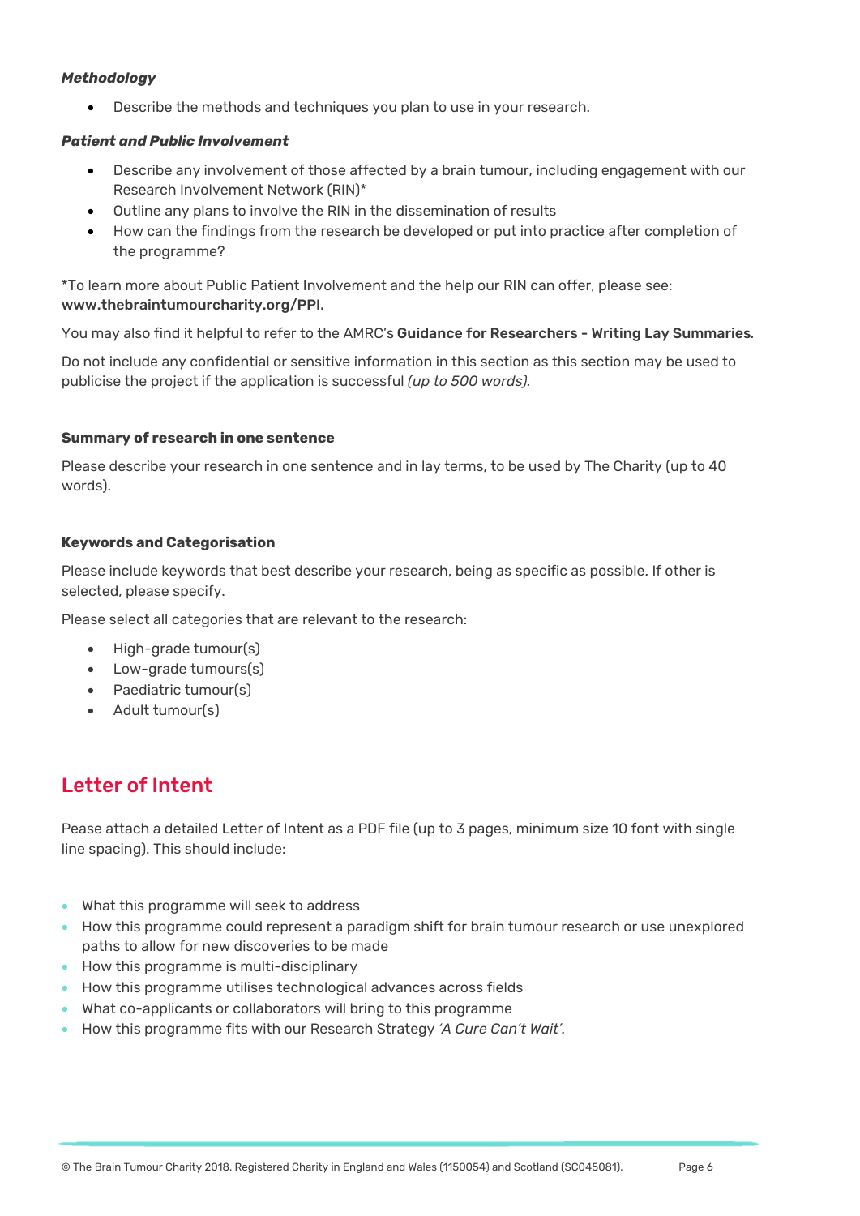***Methodology***

- Describe the methods and techniques you plan to use in your research.

***Patient and Public Involvement***

- Describe any involvement of those affected by a brain tumour, including engagement with our Research Involvement Network (RIN)*
- Outline any plans to involve the RIN in the dissemination of results
- How can the findings from the research be developed or put into practice after completion of the programme?

*To learn more about Public Patient Involvement and the help our RIN can offer, please see: **www.thebraintumourcharity.org/PPI.**

You may also find it helpful to refer to the AMRC's **Guidance for Researchers - Writing Lay Summaries***.*

Do not include any confidential or sensitive information in this section as this section may be used to publicise the project if the application is successful *(up to 500 words).*

**Summary of research in one sentence**

Please describe your research in one sentence and in lay terms, to be used by The Charity (up to 40 words).

**Keywords and Categorisation**

Please include keywords that best describe your research, being as specific as possible. If other is selected, please specify.

Please select all categories that are relevant to the research:

- High-grade tumour(s)
- Low-grade tumours(s)
- Paediatric tumour(s)
- Adult tumour(s)

## Letter of Intent

Pease attach a detailed Letter of Intent as a PDF file (up to 3 pages, minimum size 10 font with single line spacing). This should include:

- What this programme will seek to address
- How this programme could represent a paradigm shift for brain tumour research or use unexplored paths to allow for new discoveries to be made
- How this programme is multi-disciplinary
- How this programme utilises technological advances across fields
- What co-applicants or collaborators will bring to this programme
- How this programme fits with our Research Strategy *'A Cure Can't Wait'*.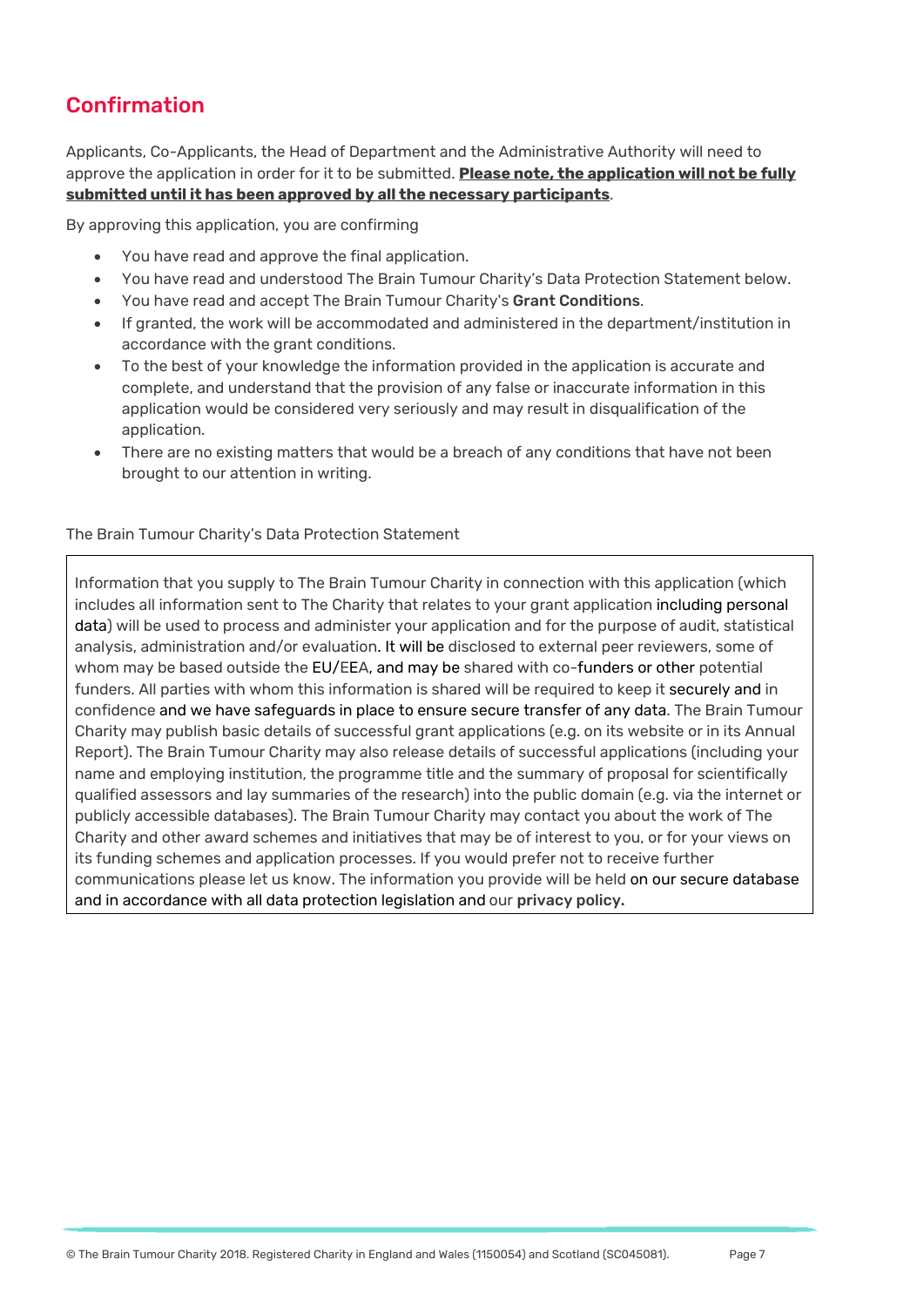## Confirmation

Applicants, Co-Applicants, the Head of Department and the Administrative Authority will need to approve the application in order for it to be submitted. **Please note, the application will not be fully submitted until it has been approved by all the necessary participants**.

By approving this application, you are confirming

- You have read and approve the final application.
- You have read and understood The Brain Tumour Charity's Data Protection Statement below.
- You have read and accept The Brain Tumour Charity's **Grant Conditions**.
- If granted, the work will be accommodated and administered in the department/institution in accordance with the grant conditions.
- To the best of your knowledge the information provided in the application is accurate and complete, and understand that the provision of any false or inaccurate information in this application would be considered very seriously and may result in disqualification of the application.
- There are no existing matters that would be a breach of any conditions that have not been brought to our attention in writing.

The Brain Tumour Charity's Data Protection Statement

> Information that you supply to The Brain Tumour Charity in connection with this application (which includes all information sent to The Charity that relates to your grant application including personal data) will be used to process and administer your application and for the purpose of audit, statistical analysis, administration and/or evaluation. It will be disclosed to external peer reviewers, some of whom may be based outside the EU/EEA, and may be shared with co-funders or other potential funders. All parties with whom this information is shared will be required to keep it securely and in confidence and we have safeguards in place to ensure secure transfer of any data. The Brain Tumour Charity may publish basic details of successful grant applications (e.g. on its website or in its Annual Report). The Brain Tumour Charity may also release details of successful applications (including your name and employing institution, the programme title and the summary of proposal for scientifically qualified assessors and lay summaries of the research) into the public domain (e.g. via the internet or publicly accessible databases). The Brain Tumour Charity may contact you about the work of The Charity and other award schemes and initiatives that may be of interest to you, or for your views on its funding schemes and application processes. If you would prefer not to receive further communications please let us know. The information you provide will be held on our secure database and in accordance with all data protection legislation and our **privacy policy.**

© The Brain Tumour Charity 2018. Registered Charity in England and Wales (1150054) and Scotland (SC045081).